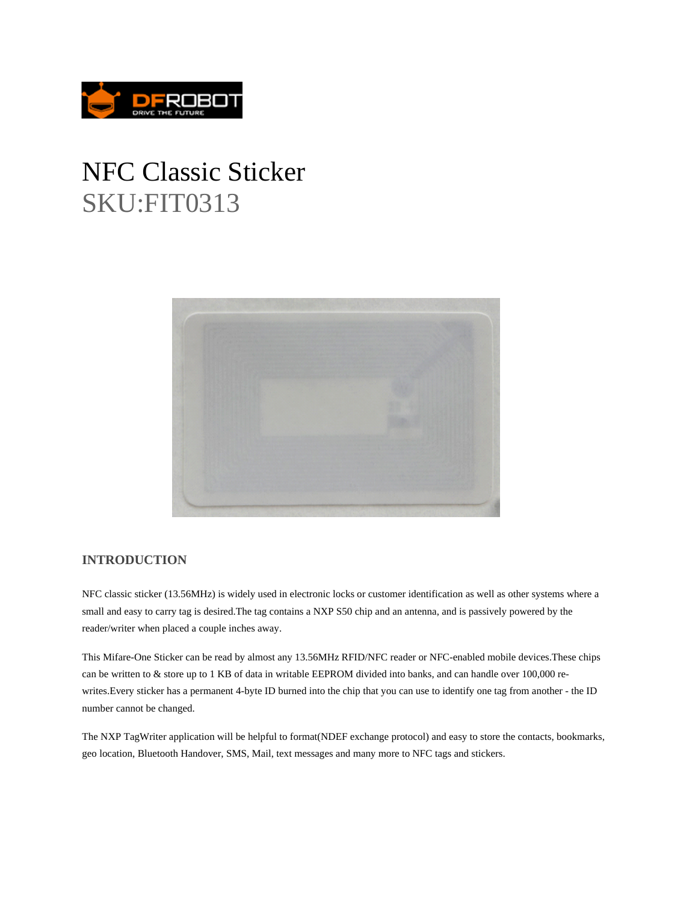# NFC Classic Sticker

SKU:FIT0313

## INTRODUCTION

NFC classic sticker (13.56MHz) is widely used in electronic locks or customer identification as well as other systems where a small and easy to carry tag is desired.The tag contains a NXP S50 chip and an antenna, and is passively powered by the reader/writer when placed a couple inches away.

This Mifare-One Sticker can be read by almost any 13.56MHz RFID/NFC reader or NFC-enabled mobile devices.These chips can be written to & store up to 1 KB of data in writable EEPROM divided into banks, and can handle over 100,000 re-writes.Every sticker has a permanent 4-byte ID burned into the chip that you can use to identify one tag from another - the ID number cannot be changed.

The NXP TagWriter application will be helpful to format(NDEF exchange protocol) and easy to store the contacts, bookmarks, geo location, Bluetooth Handover, SMS, Mail, text messages and many more to NFC tags and stickers.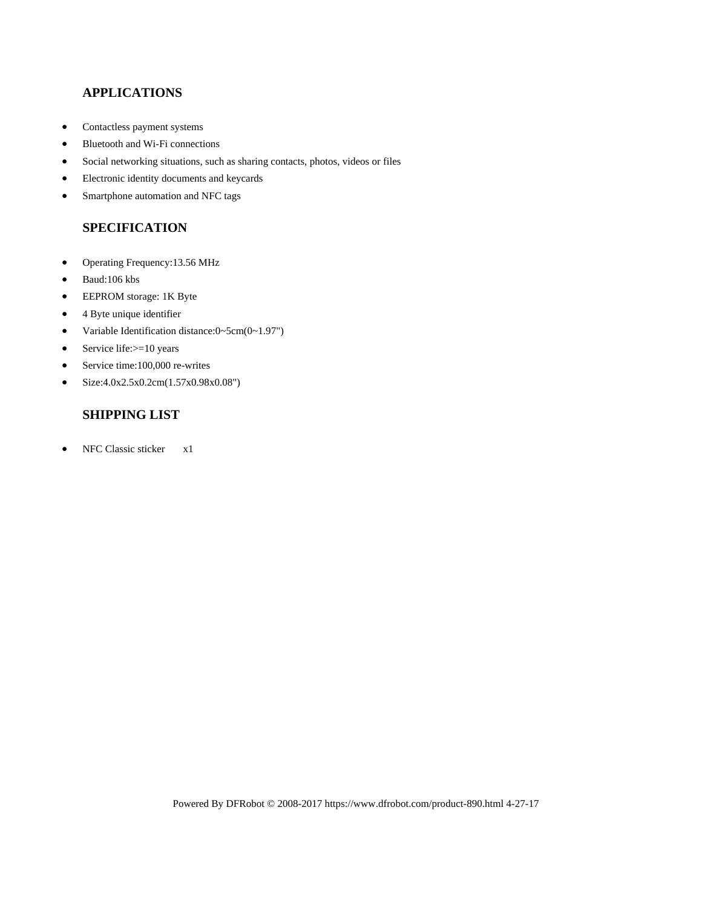## APPLICATIONS

- Contactless payment systems
- Bluetooth and Wi-Fi connections
- Social networking situations, such as sharing contacts, photos, videos or files
- Electronic identity documents and keycards
- Smartphone automation and NFC tags

## SPECIFICATION

- Operating Frequency:13.56 MHz
- Baud:106 kbs
- EEPROM storage: 1K Byte
- 4 Byte unique identifier
- Variable Identification distance:0~5cm(0~1.97")
- Service life:>=10 years
- Service time:100,000 re-writes
- Size:4.0x2.5x0.2cm(1.57x0.98x0.08")

## SHIPPING LIST

- NFC Classic sticker x1